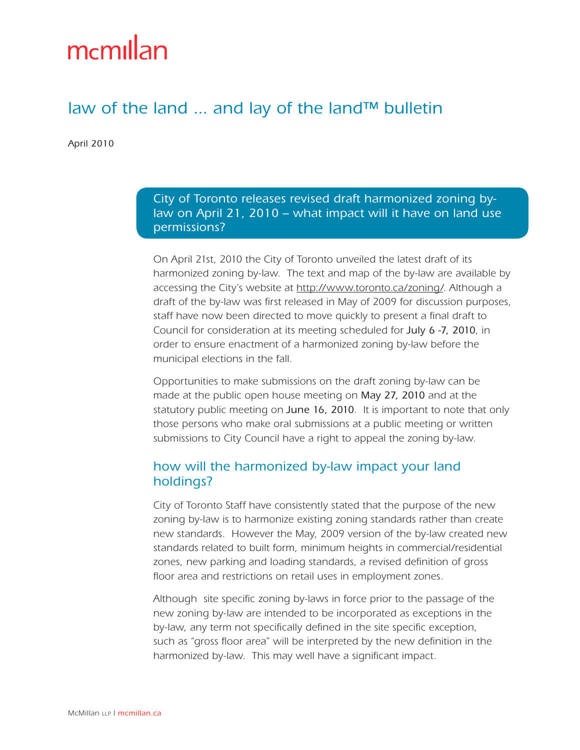mcmillan

# law of the land ... and lay of the land™ bulletin

April 2010

## City of Toronto releases revised draft harmonized zoning by-law on April 21, 2010 – what impact will it have on land use permissions?

On April 21st, 2010 the City of Toronto unveiled the latest draft of its harmonized zoning by-law. The text and map of the by-law are available by accessing the City's website at http://www.toronto.ca/zoning/. Although a draft of the by-law was first released in May of 2009 for discussion purposes, staff have now been directed to move quickly to present a final draft to Council for consideration at its meeting scheduled for **July 6 -7, 2010**, in order to ensure enactment of a harmonized zoning by-law before the municipal elections in the fall.

Opportunities to make submissions on the draft zoning by-law can be made at the public open house meeting on **May 27, 2010** and at the statutory public meeting on **June 16, 2010**. It is important to note that only those persons who make oral submissions at a public meeting or written submissions to City Council have a right to appeal the zoning by-law.

### how will the harmonized by-law impact your land holdings?

City of Toronto Staff have consistently stated that the purpose of the new zoning by-law is to harmonize existing zoning standards rather than create new standards. However the May, 2009 version of the by-law created new standards related to built form, minimum heights in commercial/residential zones, new parking and loading standards, a revised definition of gross floor area and restrictions on retail uses in employment zones.

Although site specific zoning by-laws in force prior to the passage of the new zoning by-law are intended to be incorporated as exceptions in the by-law, any term not specifically defined in the site specific exception, such as "gross floor area" will be interpreted by the new definition in the harmonized by-law. This may well have a significant impact.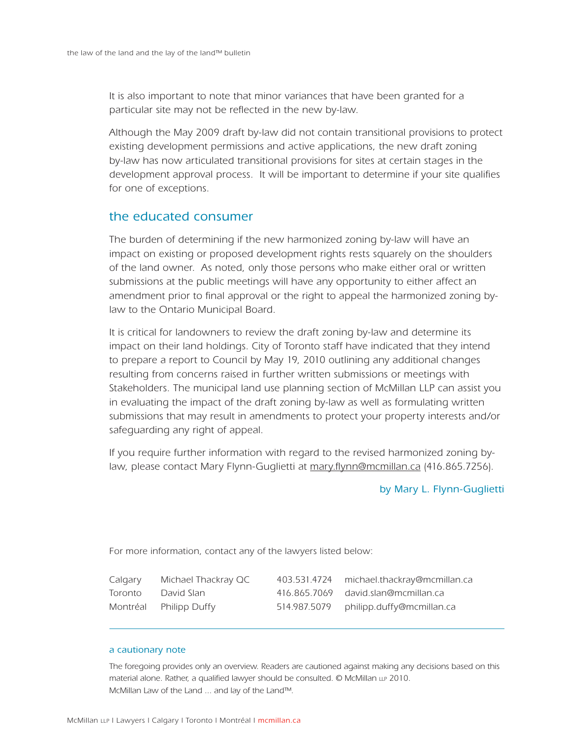It is also important to note that minor variances that have been granted for a particular site may not be reflected in the new by-law.

Although the May 2009 draft by-law did not contain transitional provisions to protect existing development permissions and active applications, the new draft zoning by-law has now articulated transitional provisions for sites at certain stages in the development approval process. It will be important to determine if your site qualifies for one of exceptions.

## the educated consumer

The burden of determining if the new harmonized zoning by-law will have an impact on existing or proposed development rights rests squarely on the shoulders of the land owner. As noted, only those persons who make either oral or written submissions at the public meetings will have any opportunity to either affect an amendment prior to final approval or the right to appeal the harmonized zoning by-law to the Ontario Municipal Board.

It is critical for landowners to review the draft zoning by-law and determine its impact on their land holdings. City of Toronto staff have indicated that they intend to prepare a report to Council by May 19, 2010 outlining any additional changes resulting from concerns raised in further written submissions or meetings with Stakeholders. The municipal land use planning section of McMillan LLP can assist you in evaluating the impact of the draft zoning by-law as well as formulating written submissions that may result in amendments to protect your property interests and/or safeguarding any right of appeal.

If you require further information with regard to the revised harmonized zoning by-law, please contact Mary Flynn-Guglietti at mary.flynn@mcmillan.ca (416.865.7256).

by Mary L. Flynn-Guglietti

For more information, contact any of the lawyers listed below:

| | | | |
|---|---|---|---|
| Calgary | Michael Thackray QC | 403.531.4724 | michael.thackray@mcmillan.ca |
| Toronto | David Slan | 416.865.7069 | david.slan@mcmillan.ca |
| Montréal | Philipp Duffy | 514.987.5079 | philipp.duffy@mcmillan.ca |

### a cautionary note

The foregoing provides only an overview. Readers are cautioned against making any decisions based on this material alone. Rather, a qualified lawyer should be consulted. © McMillan LLP 2010.
McMillan Law of the Land ... and lay of the Land™.